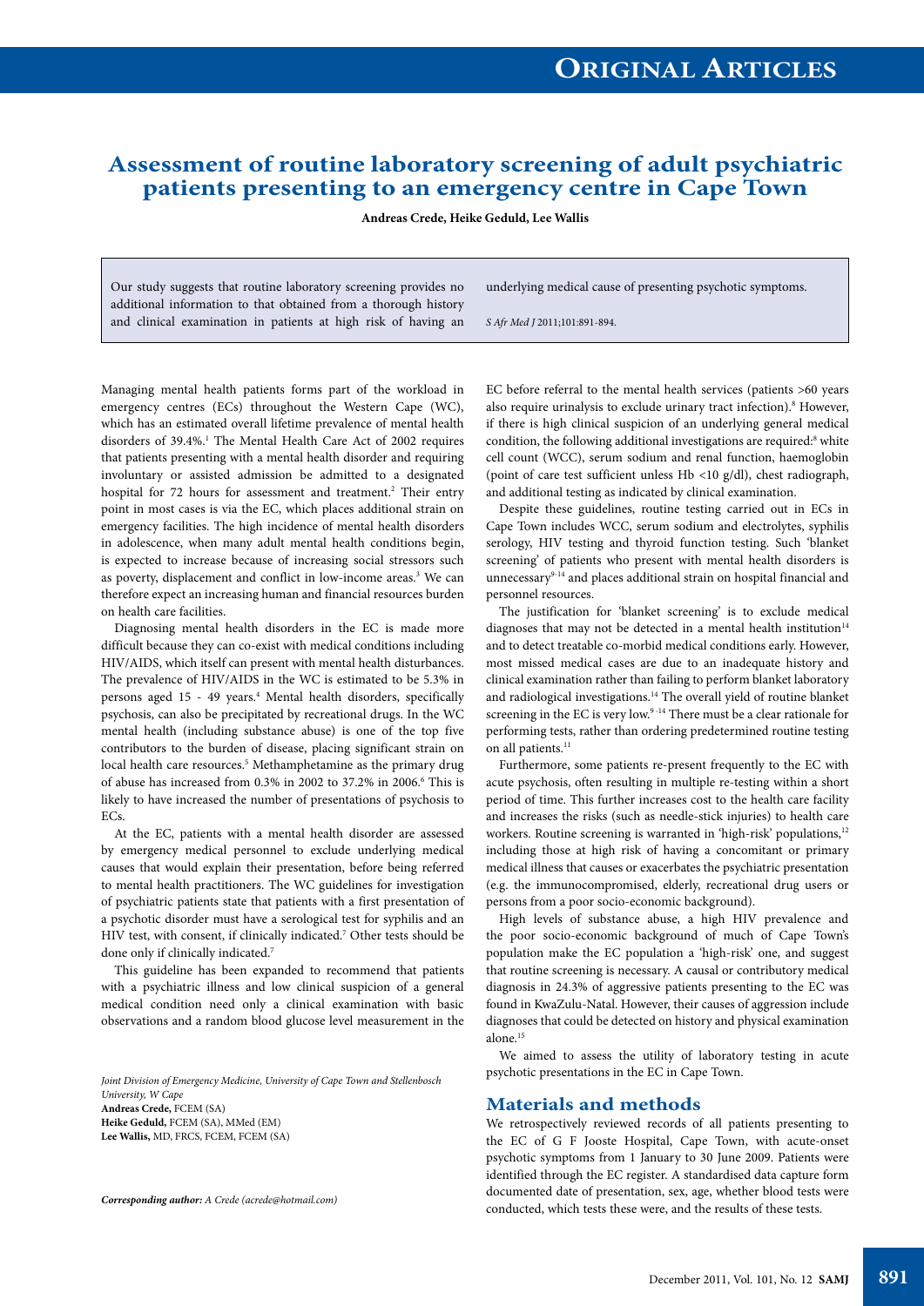# Assessment of routine laboratory screening of adult psychiatric patients presenting to an emergency centre in Cape Town

**Andreas Crede, Heike Geduld, Lee Wallis**

Our study suggests that routine laboratory screening provides no additional information to that obtained from a thorough history and clinical examination in patients at high risk of having an underlying medical cause of presenting psychotic symptoms.

*S Afr Med J* 2011;101:891-894.

Managing mental health patients forms part of the workload in emergency centres (ECs) throughout the Western Cape (WC), which has an estimated overall lifetime prevalence of mental health disorders of 39.4%.[1] The Mental Health Care Act of 2002 requires that patients presenting with a mental health disorder and requiring involuntary or assisted admission be admitted to a designated hospital for 72 hours for assessment and treatment.[2] Their entry point in most cases is via the EC, which places additional strain on emergency facilities. The high incidence of mental health disorders in adolescence, when many adult mental health conditions begin, is expected to increase because of increasing social stressors such as poverty, displacement and conflict in low-income areas.[3] We can therefore expect an increasing human and financial resources burden on health care facilities.

Diagnosing mental health disorders in the EC is made more difficult because they can co-exist with medical conditions including HIV/AIDS, which itself can present with mental health disturbances. The prevalence of HIV/AIDS in the WC is estimated to be 5.3% in persons aged 15 - 49 years.[4] Mental health disorders, specifically psychosis, can also be precipitated by recreational drugs. In the WC mental health (including substance abuse) is one of the top five contributors to the burden of disease, placing significant strain on local health care resources.[5] Methamphetamine as the primary drug of abuse has increased from 0.3% in 2002 to 37.2% in 2006.[6] This is likely to have increased the number of presentations of psychosis to ECs.

At the EC, patients with a mental health disorder are assessed by emergency medical personnel to exclude underlying medical causes that would explain their presentation, before being referred to mental health practitioners. The WC guidelines for investigation of psychiatric patients state that patients with a first presentation of a psychotic disorder must have a serological test for syphilis and an HIV test, with consent, if clinically indicated.[7] Other tests should be done only if clinically indicated.[7]

This guideline has been expanded to recommend that patients with a psychiatric illness and low clinical suspicion of a general medical condition need only a clinical examination with basic observations and a random blood glucose level measurement in the EC before referral to the mental health services (patients >60 years also require urinalysis to exclude urinary tract infection).[8] However, if there is high clinical suspicion of an underlying general medical condition, the following additional investigations are required:[8] white cell count (WCC), serum sodium and renal function, haemoglobin (point of care test sufficient unless Hb <10 g/dl), chest radiograph, and additional testing as indicated by clinical examination.

Despite these guidelines, routine testing carried out in ECs in Cape Town includes WCC, serum sodium and electrolytes, syphilis serology, HIV testing and thyroid function testing. Such 'blanket screening' of patients who present with mental health disorders is unnecessary[9-14] and places additional strain on hospital financial and personnel resources.

The justification for 'blanket screening' is to exclude medical diagnoses that may not be detected in a mental health institution[14] and to detect treatable co-morbid medical conditions early. However, most missed medical cases are due to an inadequate history and clinical examination rather than failing to perform blanket laboratory and radiological investigations.[14] The overall yield of routine blanket screening in the EC is very low.[9-14] There must be a clear rationale for performing tests, rather than ordering predetermined routine testing on all patients.[11]

Furthermore, some patients re-present frequently to the EC with acute psychosis, often resulting in multiple re-testing within a short period of time. This further increases cost to the health care facility and increases the risks (such as needle-stick injuries) to health care workers. Routine screening is warranted in 'high-risk' populations,[12] including those at high risk of having a concomitant or primary medical illness that causes or exacerbates the psychiatric presentation (e.g. the immunocompromised, elderly, recreational drug users or persons from a poor socio-economic background).

High levels of substance abuse, a high HIV prevalence and the poor socio-economic background of much of Cape Town's population make the EC population a 'high-risk' one, and suggest that routine screening is necessary. A causal or contributory medical diagnosis in 24.3% of aggressive patients presenting to the EC was found in KwaZulu-Natal. However, their causes of aggression include diagnoses that could be detected on history and physical examination alone.[15]

We aimed to assess the utility of laboratory testing in acute psychotic presentations in the EC in Cape Town.

## Materials and methods

We retrospectively reviewed records of all patients presenting to the EC of G F Jooste Hospital, Cape Town, with acute-onset psychotic symptoms from 1 January to 30 June 2009. Patients were identified through the EC register. A standardised data capture form documented date of presentation, sex, age, whether blood tests were conducted, which tests these were, and the results of these tests.

*Joint Division of Emergency Medicine, University of Cape Town and Stellenbosch University, W Cape*
**Andreas Crede,** FCEM (SA)
**Heike Geduld,** FCEM (SA), MMed (EM)
**Lee Wallis,** MD, FRCS, FCEM, FCEM (SA)

***Corresponding author:** A Crede (acrede@hotmail.com)*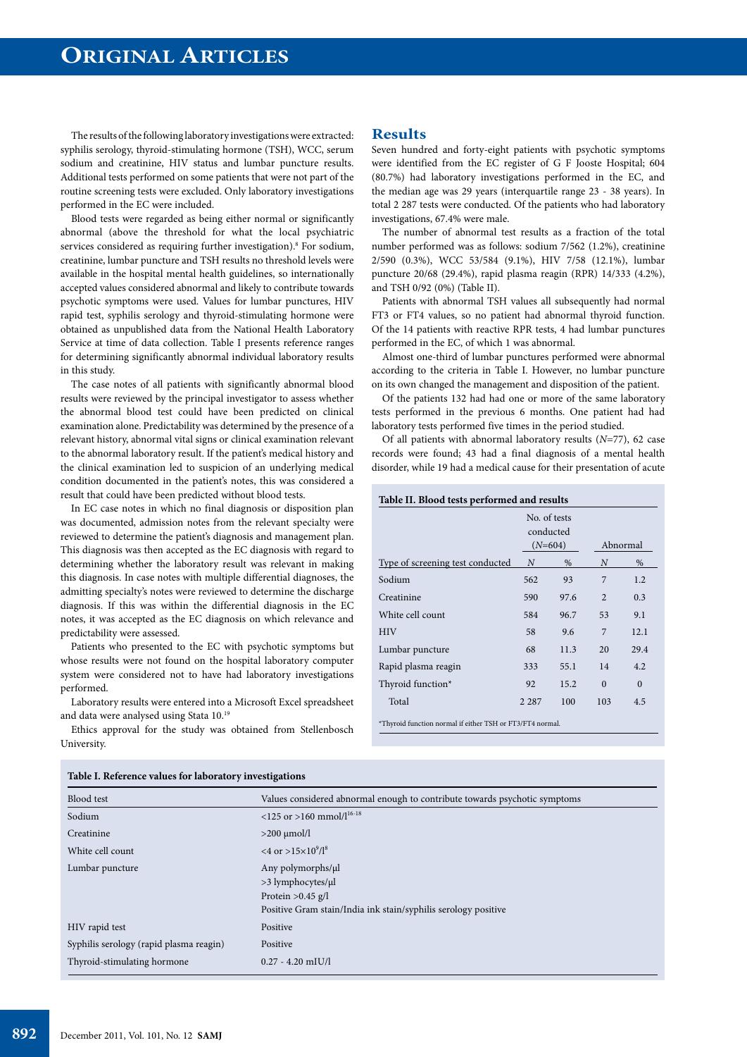The results of the following laboratory investigations were extracted: syphilis serology, thyroid-stimulating hormone (TSH), WCC, serum sodium and creatinine, HIV status and lumbar puncture results. Additional tests performed on some patients that were not part of the routine screening tests were excluded. Only laboratory investigations performed in the EC were included.

Blood tests were regarded as being either normal or significantly abnormal (above the threshold for what the local psychiatric services considered as requiring further investigation).[8] For sodium, creatinine, lumbar puncture and TSH results no threshold levels were available in the hospital mental health guidelines, so internationally accepted values considered abnormal and likely to contribute towards psychotic symptoms were used. Values for lumbar punctures, HIV rapid test, syphilis serology and thyroid-stimulating hormone were obtained as unpublished data from the National Health Laboratory Service at time of data collection. Table I presents reference ranges for determining significantly abnormal individual laboratory results in this study.

The case notes of all patients with significantly abnormal blood results were reviewed by the principal investigator to assess whether the abnormal blood test could have been predicted on clinical examination alone. Predictability was determined by the presence of a relevant history, abnormal vital signs or clinical examination relevant to the abnormal laboratory result. If the patient's medical history and the clinical examination led to suspicion of an underlying medical condition documented in the patient's notes, this was considered a result that could have been predicted without blood tests.

In EC case notes in which no final diagnosis or disposition plan was documented, admission notes from the relevant specialty were reviewed to determine the patient's diagnosis and management plan. This diagnosis was then accepted as the EC diagnosis with regard to determining whether the laboratory result was relevant in making this diagnosis. In case notes with multiple differential diagnoses, the admitting specialty's notes were reviewed to determine the discharge diagnosis. If this was within the differential diagnosis in the EC notes, it was accepted as the EC diagnosis on which relevance and predictability were assessed.

Patients who presented to the EC with psychotic symptoms but whose results were not found on the hospital laboratory computer system were considered not to have had laboratory investigations performed.

Laboratory results were entered into a Microsoft Excel spreadsheet and data were analysed using Stata 10.[19]

Ethics approval for the study was obtained from Stellenbosch University.

## Results

Seven hundred and forty-eight patients with psychotic symptoms were identified from the EC register of G F Jooste Hospital; 604 (80.7%) had laboratory investigations performed in the EC, and the median age was 29 years (interquartile range 23 - 38 years). In total 2 287 tests were conducted. Of the patients who had laboratory investigations, 67.4% were male.

The number of abnormal test results as a fraction of the total number performed was as follows: sodium 7/562 (1.2%), creatinine 2/590 (0.3%), WCC 53/584 (9.1%), HIV 7/58 (12.1%), lumbar puncture 20/68 (29.4%), rapid plasma reagin (RPR) 14/333 (4.2%), and TSH 0/92 (0%) (Table II).

Patients with abnormal TSH values all subsequently had normal FT3 or FT4 values, so no patient had abnormal thyroid function. Of the 14 patients with reactive RPR tests, 4 had lumbar punctures performed in the EC, of which 1 was abnormal.

Almost one-third of lumbar punctures performed were abnormal according to the criteria in Table I. However, no lumbar puncture on its own changed the management and disposition of the patient.

Of the patients 132 had had one or more of the same laboratory tests performed in the previous 6 months. One patient had had laboratory tests performed five times in the period studied.

Of all patients with abnormal laboratory results (*N*=77), 62 case records were found; 43 had a final diagnosis of a mental health disorder, while 19 had a medical cause for their presentation of acute

**Table II. Blood tests performed and results**

| Type of screening test conducted | No. of tests conducted (*N*=604) | | Abnormal | |
|---|---|---|---|---|
| | *N* | % | *N* | % |
| Sodium | 562 | 93 | 7 | 1.2 |
| Creatinine | 590 | 97.6 | 2 | 0.3 |
| White cell count | 584 | 96.7 | 53 | 9.1 |
| HIV | 58 | 9.6 | 7 | 12.1 |
| Lumbar puncture | 68 | 11.3 | 20 | 29.4 |
| Rapid plasma reagin | 333 | 55.1 | 14 | 4.2 |
| Thyroid function* | 92 | 15.2 | 0 | 0 |
| Total | 2 287 | 100 | 103 | 4.5 |

*Thyroid function normal if either TSH or FT3/FT4 normal.

**Table I. Reference values for laboratory investigations**

| Blood test | Values considered abnormal enough to contribute towards psychotic symptoms |
|---|---|
| Sodium | <125 or >160 mmol/l[16-18] |
| Creatinine | >200 µmol/l |
| White cell count | <4 or >15×10$^9$/l[8] |
| Lumbar puncture | Any polymorphs/µl<br>>3 lymphocytes/µl<br>Protein >0.45 g/l<br>Positive Gram stain/India ink stain/syphilis serology positive |
| HIV rapid test | Positive |
| Syphilis serology (rapid plasma reagin) | Positive |
| Thyroid-stimulating hormone | 0.27 - 4.20 mIU/l |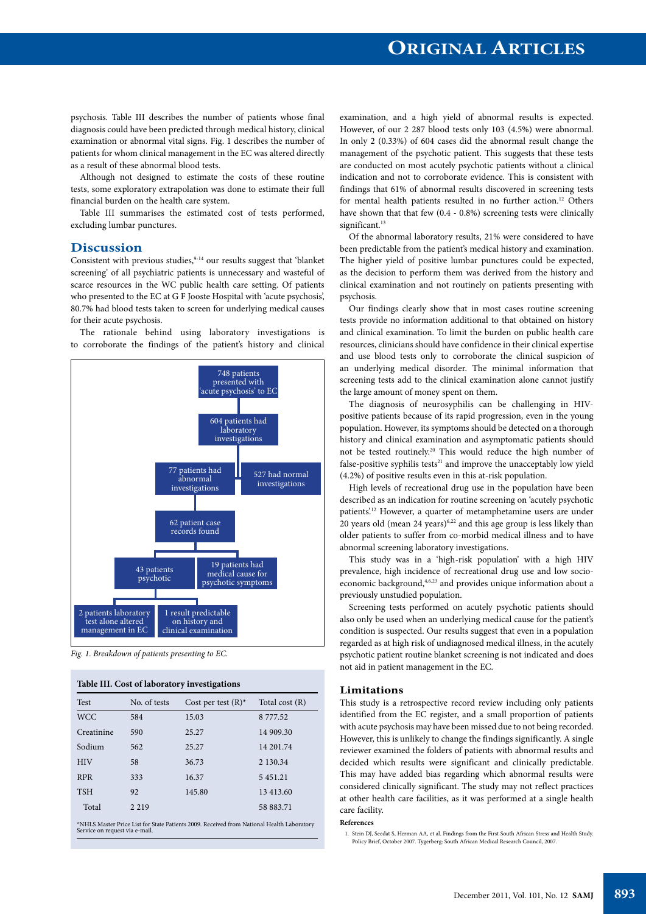psychosis. Table III describes the number of patients whose final diagnosis could have been predicted through medical history, clinical examination or abnormal vital signs. Fig. 1 describes the number of patients for whom clinical management in the EC was altered directly as a result of these abnormal blood tests.

Although not designed to estimate the costs of these routine tests, some exploratory extrapolation was done to estimate their full financial burden on the health care system.

Table III summarises the estimated cost of tests performed, excluding lumbar punctures.

## Discussion

Consistent with previous studies,[9-14] our results suggest that 'blanket screening' of all psychiatric patients is unnecessary and wasteful of scarce resources in the WC public health care setting. Of patients who presented to the EC at G F Jooste Hospital with 'acute psychosis', 80.7% had blood tests taken to screen for underlying medical causes for their acute psychosis.

The rationale behind using laboratory investigations is to corroborate the findings of the patient's history and clinical examination, and a high yield of abnormal results is expected. However, of our 2 287 blood tests only 103 (4.5%) were abnormal. In only 2 (0.33%) of 604 cases did the abnormal result change the management of the psychotic patient. This suggests that these tests are conducted on most acutely psychotic patients without a clinical indication and not to corroborate evidence. This is consistent with findings that 61% of abnormal results discovered in screening tests for mental health patients resulted in no further action.[12] Others have shown that that few (0.4 - 0.8%) screening tests were clinically significant.[13]

Of the abnormal laboratory results, 21% were considered to have been predictable from the patient's medical history and examination. The higher yield of positive lumbar punctures could be expected, as the decision to perform them was derived from the history and clinical examination and not routinely on patients presenting with psychosis.

Our findings clearly show that in most cases routine screening tests provide no information additional to that obtained on history and clinical examination. To limit the burden on public health care resources, clinicians should have confidence in their clinical expertise and use blood tests only to corroborate the clinical suspicion of an underlying medical disorder. The minimal information that screening tests add to the clinical examination alone cannot justify the large amount of money spent on them.

The diagnosis of neurosyphilis can be challenging in HIV-positive patients because of its rapid progression, even in the young population. However, its symptoms should be detected on a thorough history and clinical examination and asymptomatic patients should not be tested routinely.[20] This would reduce the high number of false-positive syphilis tests[21] and improve the unacceptably low yield (4.2%) of positive results even in this at-risk population.

High levels of recreational drug use in the population have been described as an indication for routine screening on 'acutely psychotic patients'.[12] However, a quarter of metamphetamine users are under 20 years old (mean 24 years)[6,22] and this age group is less likely than older patients to suffer from co-morbid medical illness and to have abnormal screening laboratory investigations.

This study was in a 'high-risk population' with a high HIV prevalence, high incidence of recreational drug use and low socio-economic background,[4,6,23] and provides unique information about a previously unstudied population.

Screening tests performed on acutely psychotic patients should also only be used when an underlying medical cause for the patient's condition is suspected. Our results suggest that even in a population regarded as at high risk of undiagnosed medical illness, in the acutely psychotic patient routine blanket screening is not indicated and does not aid in patient management in the EC.

748 patients presented with 'acute psychosis' to EC
→ 604 patients had laboratory investigations
→ 77 patients had abnormal investigations | 527 had normal investigations
→ 62 patient case records found
→ 43 patients psychotic | 19 patients had medical cause for psychotic symptoms
→ 2 patients laboratory test alone altered management in EC | 1 result predictable on history and clinical examination

*Fig. 1. Breakdown of patients presenting to EC.*

**Table III. Cost of laboratory investigations**

| Test | No. of tests | Cost per test (R)* | Total cost (R) |
|---|---|---|---|
| WCC | 584 | 15.03 | 8 777.52 |
| Creatinine | 590 | 25.27 | 14 909.30 |
| Sodium | 562 | 25.27 | 14 201.74 |
| HIV | 58 | 36.73 | 2 130.34 |
| RPR | 333 | 16.37 | 5 451.21 |
| TSH | 92 | 145.80 | 13 413.60 |
| Total | 2 219 | | 58 883.71 |

*NHLS Master Price List for State Patients 2009. Received from National Health Laboratory Service on request via e-mail.

### Limitations

This study is a retrospective record review including only patients identified from the EC register, and a small proportion of patients with acute psychosis may have been missed due to not being recorded. However, this is unlikely to change the findings significantly. A single reviewer examined the folders of patients with abnormal results and decided which results were significant and clinically predictable. This may have added bias regarding which abnormal results were considered clinically significant. The study may not reflect practices at other health care facilities, as it was performed at a single health care facility.

**References**

1. Stein DJ, Seedat S, Herman AA, et al. Findings from the First South African Stress and Health Study. Policy Brief, October 2007. Tygerberg: South African Medical Research Council, 2007.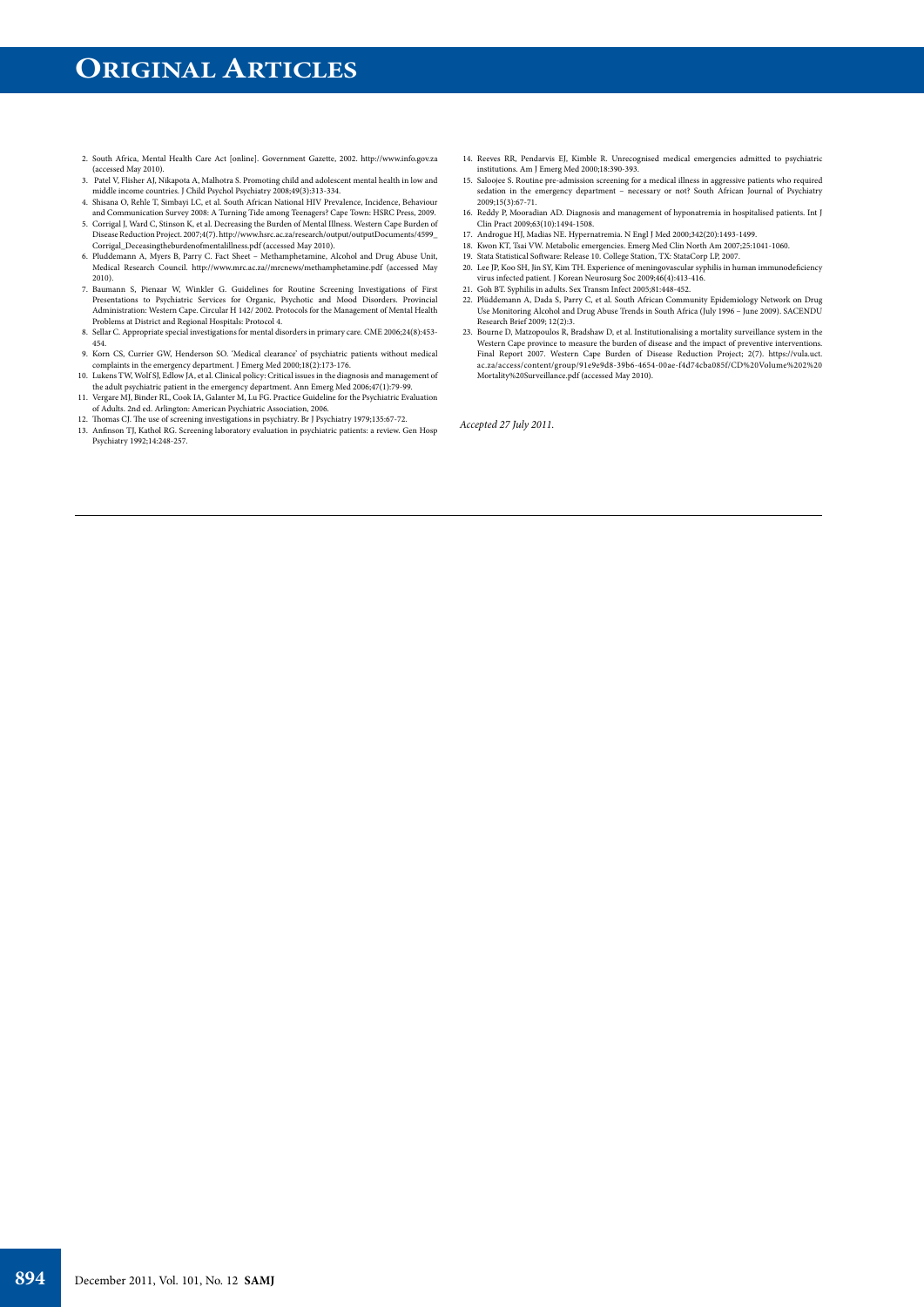2. South Africa, Mental Health Care Act [online]. Government Gazette, 2002. http://www.info.gov.za (accessed May 2010).
3. Patel V, Flisher AJ, Nikapota A, Malhotra S. Promoting child and adolescent mental health in low and middle income countries. J Child Psychol Psychiatry 2008;49(3):313-334.
4. Shisana O, Rehle T, Simbayi LC, et al. South African National HIV Prevalence, Incidence, Behaviour and Communication Survey 2008: A Turning Tide among Teenagers? Cape Town: HSRC Press, 2009.
5. Corrigal J, Ward C, Stinson K, et al. Decreasing the Burden of Mental Illness. Western Cape Burden of Disease Reduction Project. 2007;4(7). http://www.hsrc.ac.za/research/output/outputDocuments/4599_Corrigal_Deceasingtheburdenofmentalillness.pdf (accessed May 2010).
6. Pluddemann A, Myers B, Parry C. Fact Sheet – Methamphetamine, Alcohol and Drug Abuse Unit, Medical Research Council. http://www.mrc.ac.za//mrcnews/methamphetamine.pdf (accessed May 2010).
7. Baumann S, Pienaar W, Winkler G. Guidelines for Routine Screening Investigations of First Presentations to Psychiatric Services for Organic, Psychotic and Mood Disorders. Provincial Administration: Western Cape. Circular H 142/ 2002. Protocols for the Management of Mental Health Problems at District and Regional Hospitals: Protocol 4.
8. Sellar C. Appropriate special investigations for mental disorders in primary care. CME 2006;24(8):453-454.
9. Korn CS, Currier GW, Henderson SO. 'Medical clearance' of psychiatric patients without medical complaints in the emergency department. J Emerg Med 2000;18(2):173-176.
10. Lukens TW, Wolf SJ, Edlow JA, et al. Clinical policy: Critical issues in the diagnosis and management of the adult psychiatric patient in the emergency department. Ann Emerg Med 2006;47(1):79-99.
11. Vergare MJ, Binder RL, Cook IA, Galanter M, Lu FG. Practice Guideline for the Psychiatric Evaluation of Adults. 2nd ed. Arlington: American Psychiatric Association, 2006.
12. Thomas CJ. The use of screening investigations in psychiatry. Br J Psychiatry 1979;135:67-72.
13. Anfinson TJ, Kathol RG. Screening laboratory evaluation in psychiatric patients: a review. Gen Hosp Psychiatry 1992;14:248-257.
14. Reeves RR, Pendarvis EJ, Kimble R. Unrecognised medical emergencies admitted to psychiatric institutions. Am J Emerg Med 2000;18:390-393.
15. Saloojee S. Routine pre-admission screening for a medical illness in aggressive patients who required sedation in the emergency department – necessary or not? South African Journal of Psychiatry 2009;15(3):67-71.
16. Reddy P, Mooradian AD. Diagnosis and management of hyponatremia in hospitalised patients. Int J Clin Pract 2009;63(10):1494-1508.
17. Androgue HJ, Madias NE. Hypernatremia. N Engl J Med 2000;342(20):1493-1499.
18. Kwon KT, Tsai VW. Metabolic emergencies. Emerg Med Clin North Am 2007;25:1041-1060.
19. Stata Statistical Software: Release 10. College Station, TX: StataCorp LP, 2007.
20. Lee JP, Koo SH, Jin SY, Kim TH. Experience of meningovascular syphilis in human immunodeficiency virus infected patient. J Korean Neurosurg Soc 2009;46(4):413-416.
21. Goh BT. Syphilis in adults. Sex Transm Infect 2005;81:448-452.
22. Plüddemann A, Dada S, Parry C, et al. South African Community Epidemiology Network on Drug Use Monitoring Alcohol and Drug Abuse Trends in South Africa (July 1996 – June 2009). SACENDU Research Brief 2009; 12(2):3.
23. Bourne D, Matzopoulos R, Bradshaw D, et al. Institutionalising a mortality surveillance system in the Western Cape province to measure the burden of disease and the impact of preventive interventions. Final Report 2007. Western Cape Burden of Disease Reduction Project; 2(7). https://vula.uct.ac.za/access/content/group/91e9e9d8-39b6-4654-00ae-f4d74cba085f/CD%20Volume%202%20Mortality%20Surveillance.pdf (accessed May 2010).

*Accepted 27 July 2011.*